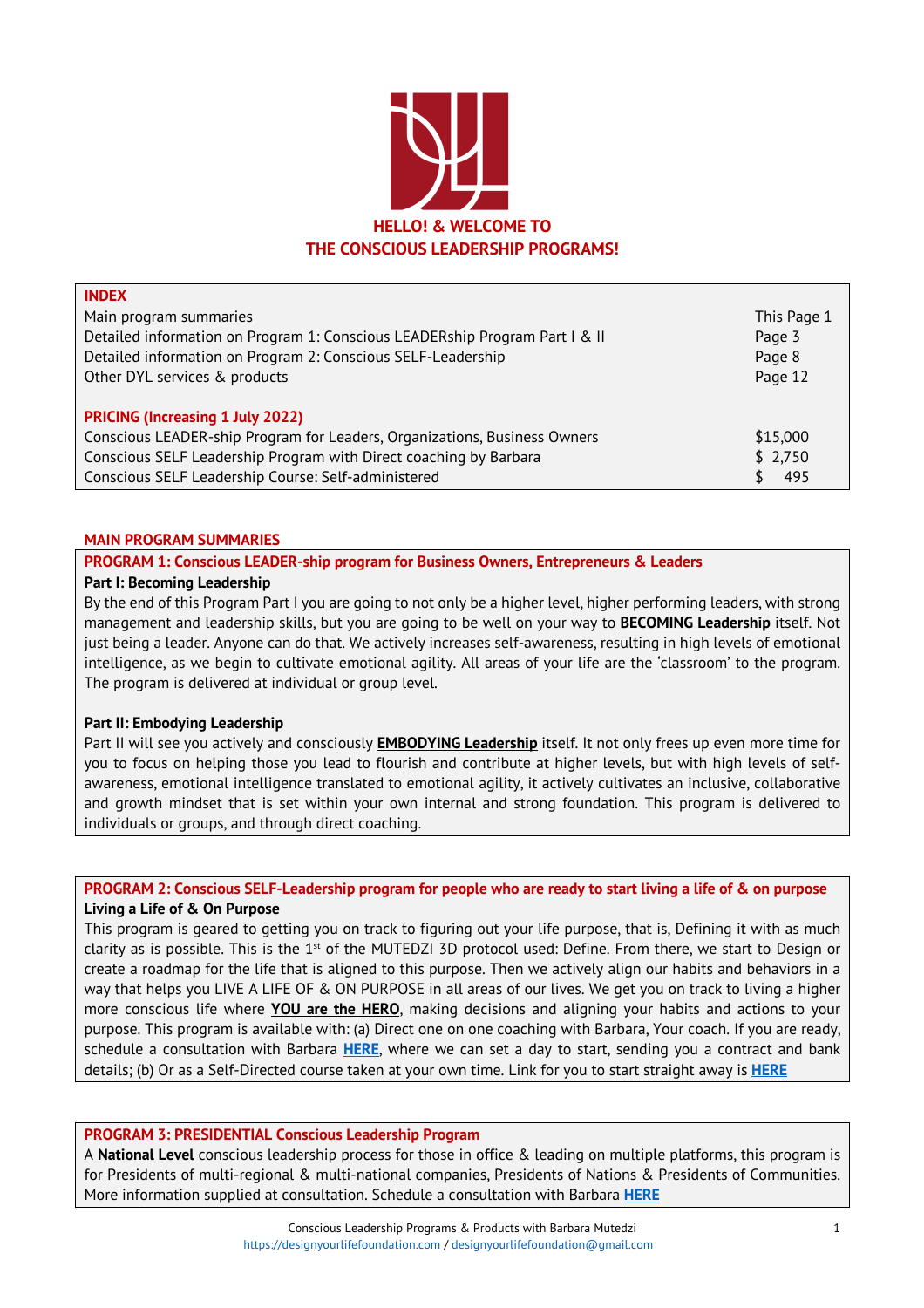# HELLO! & WELCOME TO THE CONSCIOUS LEADERSHIP PROGRAMS!

| INDEX | |
|---|---|
| Main program summaries | This Page 1 |
| Detailed information on Program 1: Conscious LEADERship Program Part I & II | Page 3 |
| Detailed information on Program 2: Conscious SELF-Leadership | Page 8 |
| Other DYL services & products | Page 12 |
| **PRICING (Increasing 1 July 2022)** | |
| Conscious LEADER-ship Program for Leaders, Organizations, Business Owners | $15,000 |
| Conscious SELF Leadership Program with Direct coaching by Barbara | $ 2,750 |
| Conscious SELF Leadership Course: Self-administered | $ 495 |

## MAIN PROGRAM SUMMARIES

### PROGRAM 1: Conscious LEADER-ship program for Business Owners, Entrepreneurs & Leaders

**Part I: Becoming Leadership**

By the end of this Program Part I you are going to not only be a higher level, higher performing leaders, with strong management and leadership skills, but you are going to be well on your way to **BECOMING Leadership** itself. Not just being a leader. Anyone can do that. We actively increases self-awareness, resulting in high levels of emotional intelligence, as we begin to cultivate emotional agility. All areas of your life are the 'classroom' to the program. The program is delivered at individual or group level.

**Part II: Embodying Leadership**

Part II will see you actively and consciously **EMBODYING Leadership** itself. It not only frees up even more time for you to focus on helping those you lead to flourish and contribute at higher levels, but with high levels of self-awareness, emotional intelligence translated to emotional agility, it actively cultivates an inclusive, collaborative and growth mindset that is set within your own internal and strong foundation. This program is delivered to individuals or groups, and through direct coaching.

### PROGRAM 2: Conscious SELF-Leadership program for people who are ready to start living a life of & on purpose

**Living a Life of & On Purpose**

This program is geared to getting you on track to figuring out your life purpose, that is, Defining it with as much clarity as is possible. This is the 1st of the MUTEDZI 3D protocol used: Define. From there, we start to Design or create a roadmap for the life that is aligned to this purpose. Then we actively align our habits and behaviors in a way that helps you LIVE A LIFE OF & ON PURPOSE in all areas of our lives. We get you on track to living a higher more conscious life where **YOU are the HERO**, making decisions and aligning your habits and actions to your purpose. This program is available with: (a) Direct one on one coaching with Barbara, Your coach. If you are ready, schedule a consultation with Barbara **HERE**, where we can set a day to start, sending you a contract and bank details; (b) Or as a Self-Directed course taken at your own time. Link for you to start straight away is **HERE**

### PROGRAM 3: PRESIDENTIAL Conscious Leadership Program

A **National Level** conscious leadership process for those in office & leading on multiple platforms, this program is for Presidents of multi-regional & multi-national companies, Presidents of Nations & Presidents of Communities. More information supplied at consultation. Schedule a consultation with Barbara **HERE**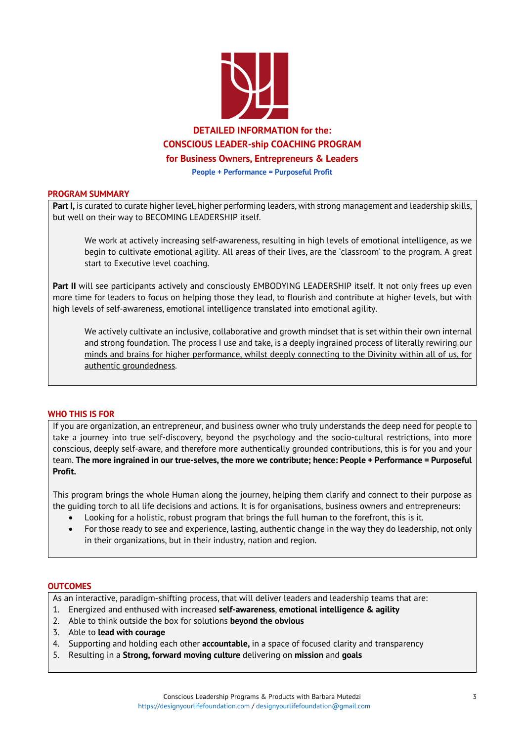# DETAILED INFORMATION for the:
# CONSCIOUS LEADER-ship COACHING PROGRAM
## for Business Owners, Entrepreneurs & Leaders

**People + Performance = Purposeful Profit**

## PROGRAM SUMMARY

**Part I,** is curated to curate higher level, higher performing leaders, with strong management and leadership skills, but well on their way to BECOMING LEADERSHIP itself.

> We work at actively increasing self-awareness, resulting in high levels of emotional intelligence, as we begin to cultivate emotional agility. <u>All areas of their lives, are the 'classroom' to the program</u>. A great start to Executive level coaching.

**Part II** will see participants actively and consciously EMBODYING LEADERSHIP itself. It not only frees up even more time for leaders to focus on helping those they lead, to flourish and contribute at higher levels, but with high levels of self-awareness, emotional intelligence translated into emotional agility.

> We actively cultivate an inclusive, collaborative and growth mindset that is set within their own internal and strong foundation. The process I use and take, is a <u>deeply ingrained process of literally rewiring our minds and brains for higher performance, whilst deeply connecting to the Divinity within all of us, for authentic groundedness</u>.

## WHO THIS IS FOR

If you are organization, an entrepreneur, and business owner who truly understands the deep need for people to take a journey into true self-discovery, beyond the psychology and the socio-cultural restrictions, into more conscious, deeply self-aware, and therefore more authentically grounded contributions, this is for you and your team. **The more ingrained in our true-selves, the more we contribute; hence: People + Performance = Purposeful Profit.**

This program brings the whole Human along the journey, helping them clarify and connect to their purpose as the guiding torch to all life decisions and actions. It is for organisations, business owners and entrepreneurs:

- Looking for a holistic, robust program that brings the full human to the forefront, this is it.
- For those ready to see and experience, lasting, authentic change in the way they do leadership, not only in their organizations, but in their industry, nation and region.

## OUTCOMES

As an interactive, paradigm-shifting process, that will deliver leaders and leadership teams that are:

1. Energized and enthused with increased **self-awareness**, **emotional intelligence & agility**
2. Able to think outside the box for solutions **beyond the obvious**
3. Able to **lead with courage**
4. Supporting and holding each other **accountable,** in a space of focused clarity and transparency
5. Resulting in a **Strong, forward moving culture** delivering on **mission** and **goals**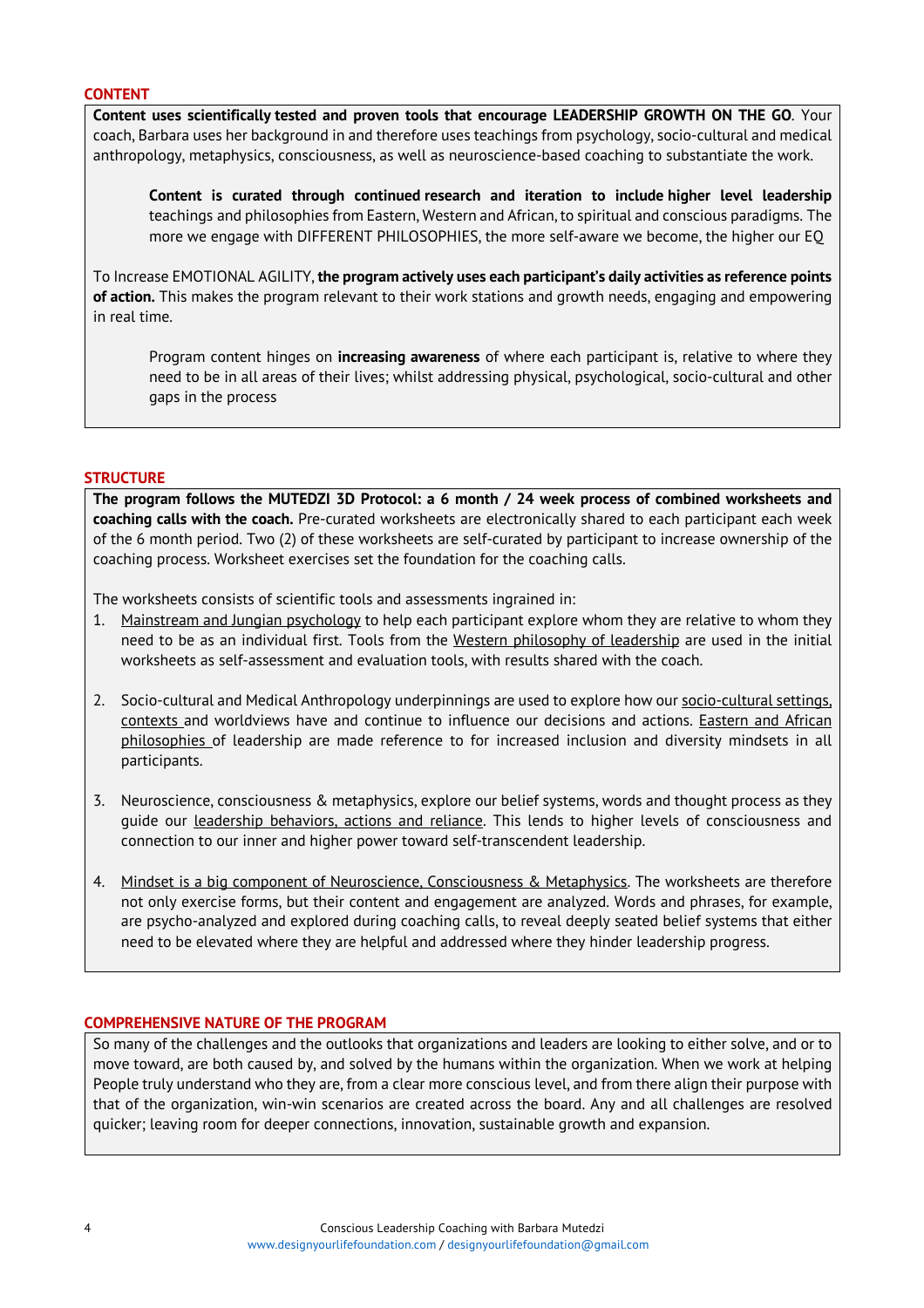## CONTENT

**Content uses scientifically tested and proven tools that encourage LEADERSHIP GROWTH ON THE GO**. Your coach, Barbara uses her background in and therefore uses teachings from psychology, socio-cultural and medical anthropology, metaphysics, consciousness, as well as neuroscience-based coaching to substantiate the work.

> **Content is curated through continued research and iteration to include higher level leadership** teachings and philosophies from Eastern, Western and African, to spiritual and conscious paradigms. The more we engage with DIFFERENT PHILOSOPHIES, the more self-aware we become, the higher our EQ

To Increase EMOTIONAL AGILITY, **the program actively uses each participant's daily activities as reference points of action.** This makes the program relevant to their work stations and growth needs, engaging and empowering in real time.

> Program content hinges on **increasing awareness** of where each participant is, relative to where they need to be in all areas of their lives; whilst addressing physical, psychological, socio-cultural and other gaps in the process

## STRUCTURE

**The program follows the MUTEDZI 3D Protocol: a 6 month / 24 week process of combined worksheets and coaching calls with the coach.** Pre-curated worksheets are electronically shared to each participant each week of the 6 month period. Two (2) of these worksheets are self-curated by participant to increase ownership of the coaching process. Worksheet exercises set the foundation for the coaching calls.

The worksheets consists of scientific tools and assessments ingrained in:

1. Mainstream and Jungian psychology to help each participant explore whom they are relative to whom they need to be as an individual first. Tools from the Western philosophy of leadership are used in the initial worksheets as self-assessment and evaluation tools, with results shared with the coach.

2. Socio-cultural and Medical Anthropology underpinnings are used to explore how our socio-cultural settings, contexts and worldviews have and continue to influence our decisions and actions. Eastern and African philosophies of leadership are made reference to for increased inclusion and diversity mindsets in all participants.

3. Neuroscience, consciousness & metaphysics, explore our belief systems, words and thought process as they guide our leadership behaviors, actions and reliance. This lends to higher levels of consciousness and connection to our inner and higher power toward self-transcendent leadership.

4. Mindset is a big component of Neuroscience, Consciousness & Metaphysics. The worksheets are therefore not only exercise forms, but their content and engagement are analyzed. Words and phrases, for example, are psycho-analyzed and explored during coaching calls, to reveal deeply seated belief systems that either need to be elevated where they are helpful and addressed where they hinder leadership progress.

## COMPREHENSIVE NATURE OF THE PROGRAM

So many of the challenges and the outlooks that organizations and leaders are looking to either solve, and or to move toward, are both caused by, and solved by the humans within the organization. When we work at helping People truly understand who they are, from a clear more conscious level, and from there align their purpose with that of the organization, win-win scenarios are created across the board. Any and all challenges are resolved quicker; leaving room for deeper connections, innovation, sustainable growth and expansion.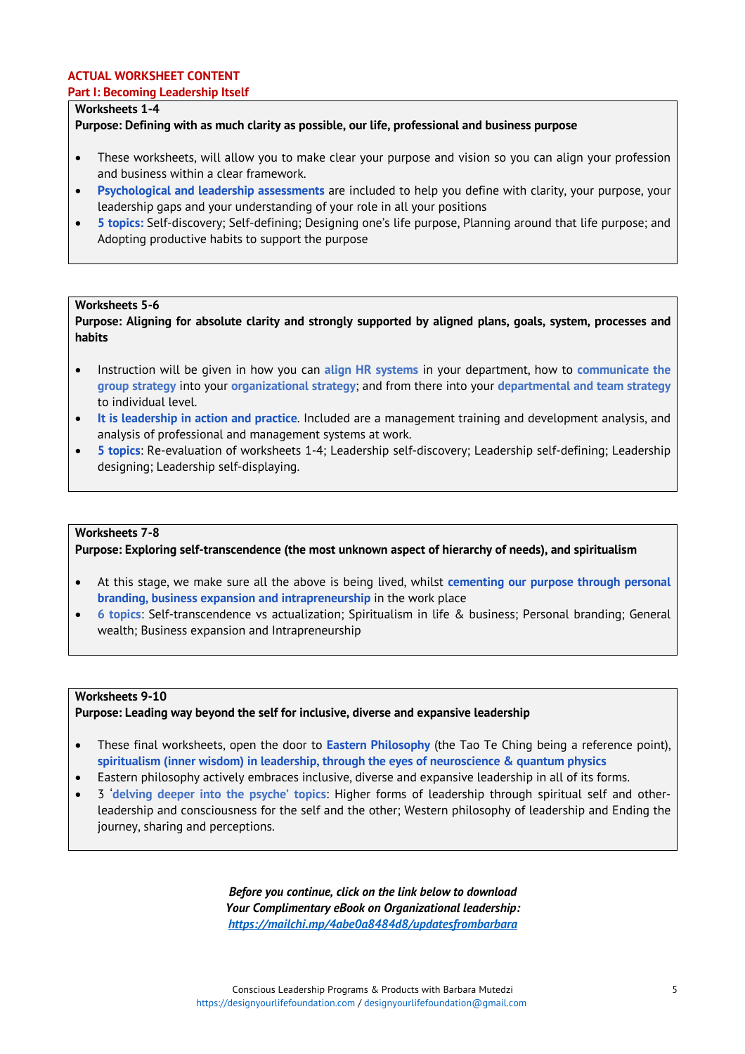## ACTUAL WORKSHEET CONTENT

### Part I: Becoming Leadership Itself

**Worksheets 1-4**

**Purpose: Defining with as much clarity as possible, our life, professional and business purpose**

- These worksheets, will allow you to make clear your purpose and vision so you can align your profession and business within a clear framework.
- **Psychological and leadership assessments** are included to help you define with clarity, your purpose, your leadership gaps and your understanding of your role in all your positions
- **5 topics:** Self-discovery; Self-defining; Designing one's life purpose, Planning around that life purpose; and Adopting productive habits to support the purpose

**Worksheets 5-6**

**Purpose: Aligning for absolute clarity and strongly supported by aligned plans, goals, system, processes and habits**

- Instruction will be given in how you can **align HR systems** in your department, how to **communicate the group strategy** into your **organizational strategy**; and from there into your **departmental and team strategy** to individual level.
- **It is leadership in action and practice**. Included are a management training and development analysis, and analysis of professional and management systems at work.
- **5 topics**: Re-evaluation of worksheets 1-4; Leadership self-discovery; Leadership self-defining; Leadership designing; Leadership self-displaying.

**Worksheets 7-8**

**Purpose: Exploring self-transcendence (the most unknown aspect of hierarchy of needs), and spiritualism**

- At this stage, we make sure all the above is being lived, whilst **cementing our purpose through personal branding, business expansion and intrapreneurship** in the work place
- **6 topics**: Self-transcendence vs actualization; Spiritualism in life & business; Personal branding; General wealth; Business expansion and Intrapreneurship

**Worksheets 9-10**

**Purpose: Leading way beyond the self for inclusive, diverse and expansive leadership**

- These final worksheets, open the door to **Eastern Philosophy** (the Tao Te Ching being a reference point), **spiritualism (inner wisdom) in leadership, through the eyes of neuroscience & quantum physics**
- Eastern philosophy actively embraces inclusive, diverse and expansive leadership in all of its forms.
- 3 '**delving deeper into the psyche' topics**: Higher forms of leadership through spiritual self and other-leadership and consciousness for the self and the other; Western philosophy of leadership and Ending the journey, sharing and perceptions.

***Before you continue, click on the link below to download Your Complimentary eBook on Organizational leadership:***
***https://mailchi.mp/4abe0a8484d8/updatesfrombarbara***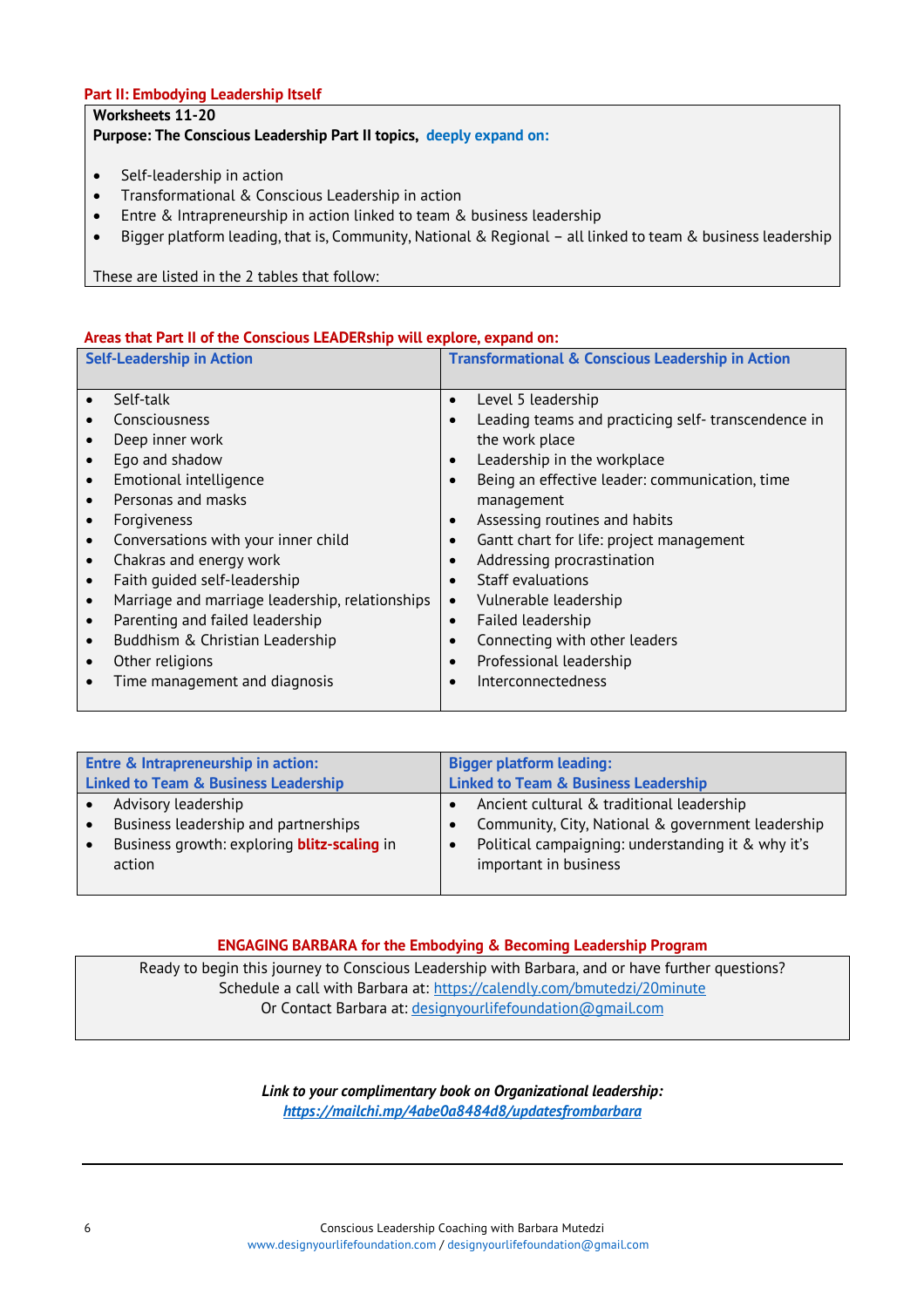## Part II: Embodying Leadership Itself

**Worksheets 11-20**

**Purpose: The Conscious Leadership Part II topics, deeply expand on:**

- Self-leadership in action
- Transformational & Conscious Leadership in action
- Entre & Intrapreneurship in action linked to team & business leadership
- Bigger platform leading, that is, Community, National & Regional – all linked to team & business leadership

These are listed in the 2 tables that follow:

### Areas that Part II of the Conscious LEADERship will explore, expand on:

| Self-Leadership in Action | Transformational & Conscious Leadership in Action |
|---|---|
| • Self-talk<br>• Consciousness<br>• Deep inner work<br>• Ego and shadow<br>• Emotional intelligence<br>• Personas and masks<br>• Forgiveness<br>• Conversations with your inner child<br>• Chakras and energy work<br>• Faith guided self-leadership<br>• Marriage and marriage leadership, relationships<br>• Parenting and failed leadership<br>• Buddhism & Christian Leadership<br>• Other religions<br>• Time management and diagnosis | • Level 5 leadership<br>• Leading teams and practicing self- transcendence in the work place<br>• Leadership in the workplace<br>• Being an effective leader: communication, time management<br>• Assessing routines and habits<br>• Gantt chart for life: project management<br>• Addressing procrastination<br>• Staff evaluations<br>• Vulnerable leadership<br>• Failed leadership<br>• Connecting with other leaders<br>• Professional leadership<br>• Interconnectedness |

| Entre & Intrapreneurship in action: Linked to Team & Business Leadership | Bigger platform leading: Linked to Team & Business Leadership |
|---|---|
| • Advisory leadership<br>• Business leadership and partnerships<br>• Business growth: exploring **blitz-scaling** in action | • Ancient cultural & traditional leadership<br>• Community, City, National & government leadership<br>• Political campaigning: understanding it & why it's important in business |

### ENGAGING BARBARA for the Embodying & Becoming Leadership Program

Ready to begin this journey to Conscious Leadership with Barbara, and or have further questions?
Schedule a call with Barbara at: https://calendly.com/bmutedzi/20minute
Or Contact Barbara at: designyourlifefoundation@gmail.com

***Link to your complimentary book on Organizational leadership:***
***https://mailchi.mp/4abe0a8484d8/updatesfrombarbara***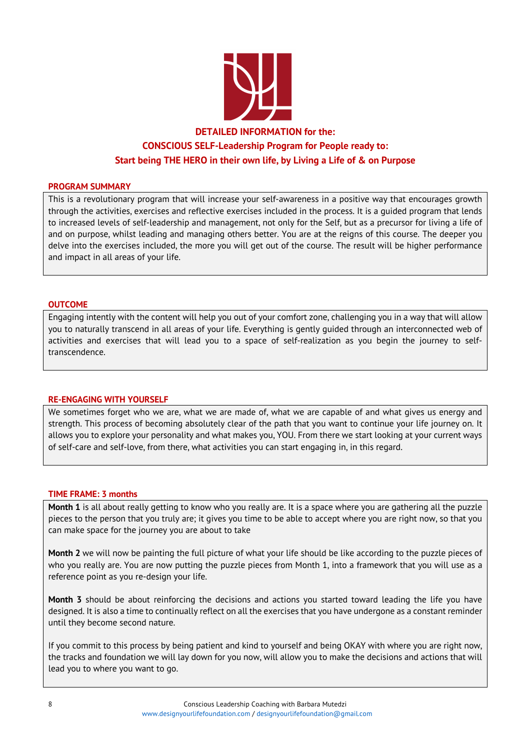**DETAILED INFORMATION for the:**
**CONSCIOUS SELF-Leadership Program for People ready to:**
**Start being THE HERO in their own life, by Living a Life of & on Purpose**

## PROGRAM SUMMARY

This is a revolutionary program that will increase your self-awareness in a positive way that encourages growth through the activities, exercises and reflective exercises included in the process. It is a guided program that lends to increased levels of self-leadership and management, not only for the Self, but as a precursor for living a life of and on purpose, whilst leading and managing others better. You are at the reigns of this course. The deeper you delve into the exercises included, the more you will get out of the course. The result will be higher performance and impact in all areas of your life.

## OUTCOME

Engaging intently with the content will help you out of your comfort zone, challenging you in a way that will allow you to naturally transcend in all areas of your life. Everything is gently guided through an interconnected web of activities and exercises that will lead you to a space of self-realization as you begin the journey to self-transcendence.

## RE-ENGAGING WITH YOURSELF

We sometimes forget who we are, what we are made of, what we are capable of and what gives us energy and strength. This process of becoming absolutely clear of the path that you want to continue your life journey on. It allows you to explore your personality and what makes you, YOU. From there we start looking at your current ways of self-care and self-love, from there, what activities you can start engaging in, in this regard.

## TIME FRAME: 3 months

**Month 1** is all about really getting to know who you really are. It is a space where you are gathering all the puzzle pieces to the person that you truly are; it gives you time to be able to accept where you are right now, so that you can make space for the journey you are about to take

**Month 2** we will now be painting the full picture of what your life should be like according to the puzzle pieces of who you really are. You are now putting the puzzle pieces from Month 1, into a framework that you will use as a reference point as you re-design your life.

**Month 3** should be about reinforcing the decisions and actions you started toward leading the life you have designed. It is also a time to continually reflect on all the exercises that you have undergone as a constant reminder until they become second nature.

If you commit to this process by being patient and kind to yourself and being OKAY with where you are right now, the tracks and foundation we will lay down for you now, will allow you to make the decisions and actions that will lead you to where you want to go.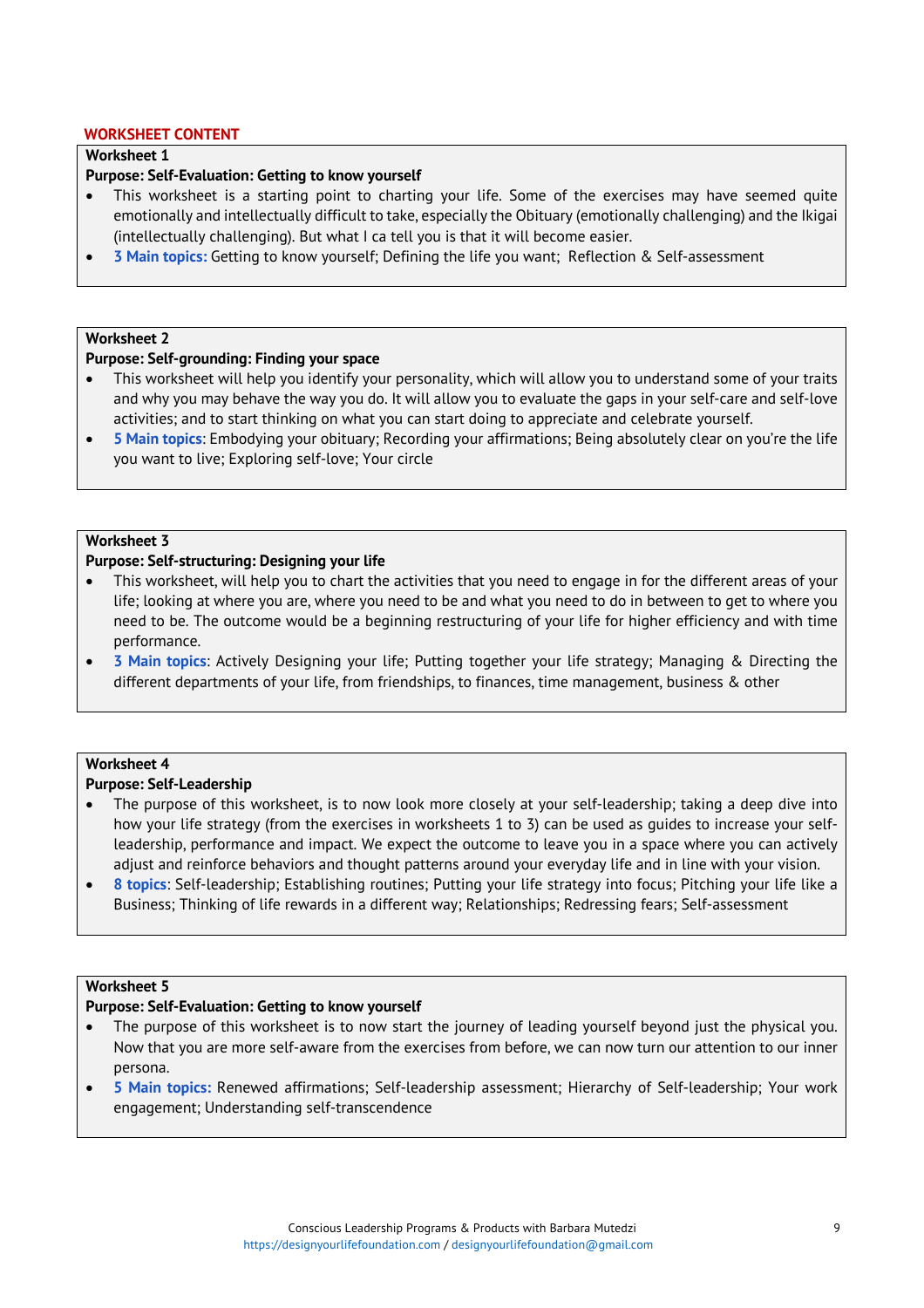**WORKSHEET CONTENT**

**Worksheet 1**

**Purpose: Self-Evaluation: Getting to know yourself**

- This worksheet is a starting point to charting your life. Some of the exercises may have seemed quite emotionally and intellectually difficult to take, especially the Obituary (emotionally challenging) and the Ikigai (intellectually challenging). But what I ca tell you is that it will become easier.
- **3 Main topics:** Getting to know yourself; Defining the life you want; Reflection & Self-assessment

**Worksheet 2**

**Purpose: Self-grounding: Finding your space**

- This worksheet will help you identify your personality, which will allow you to understand some of your traits and why you may behave the way you do. It will allow you to evaluate the gaps in your self-care and self-love activities; and to start thinking on what you can start doing to appreciate and celebrate yourself.
- **5 Main topics**: Embodying your obituary; Recording your affirmations; Being absolutely clear on you're the life you want to live; Exploring self-love; Your circle

**Worksheet 3**

**Purpose: Self-structuring: Designing your life**

- This worksheet, will help you to chart the activities that you need to engage in for the different areas of your life; looking at where you are, where you need to be and what you need to do in between to get to where you need to be. The outcome would be a beginning restructuring of your life for higher efficiency and with time performance.
- **3 Main topics**: Actively Designing your life; Putting together your life strategy; Managing & Directing the different departments of your life, from friendships, to finances, time management, business & other

**Worksheet 4**

**Purpose: Self-Leadership**

- The purpose of this worksheet, is to now look more closely at your self-leadership; taking a deep dive into how your life strategy (from the exercises in worksheets 1 to 3) can be used as guides to increase your self-leadership, performance and impact. We expect the outcome to leave you in a space where you can actively adjust and reinforce behaviors and thought patterns around your everyday life and in line with your vision.
- **8 topics**: Self-leadership; Establishing routines; Putting your life strategy into focus; Pitching your life like a Business; Thinking of life rewards in a different way; Relationships; Redressing fears; Self-assessment

**Worksheet 5**

**Purpose: Self-Evaluation: Getting to know yourself**

- The purpose of this worksheet is to now start the journey of leading yourself beyond just the physical you. Now that you are more self-aware from the exercises from before, we can now turn our attention to our inner persona.
- **5 Main topics:** Renewed affirmations; Self-leadership assessment; Hierarchy of Self-leadership; Your work engagement; Understanding self-transcendence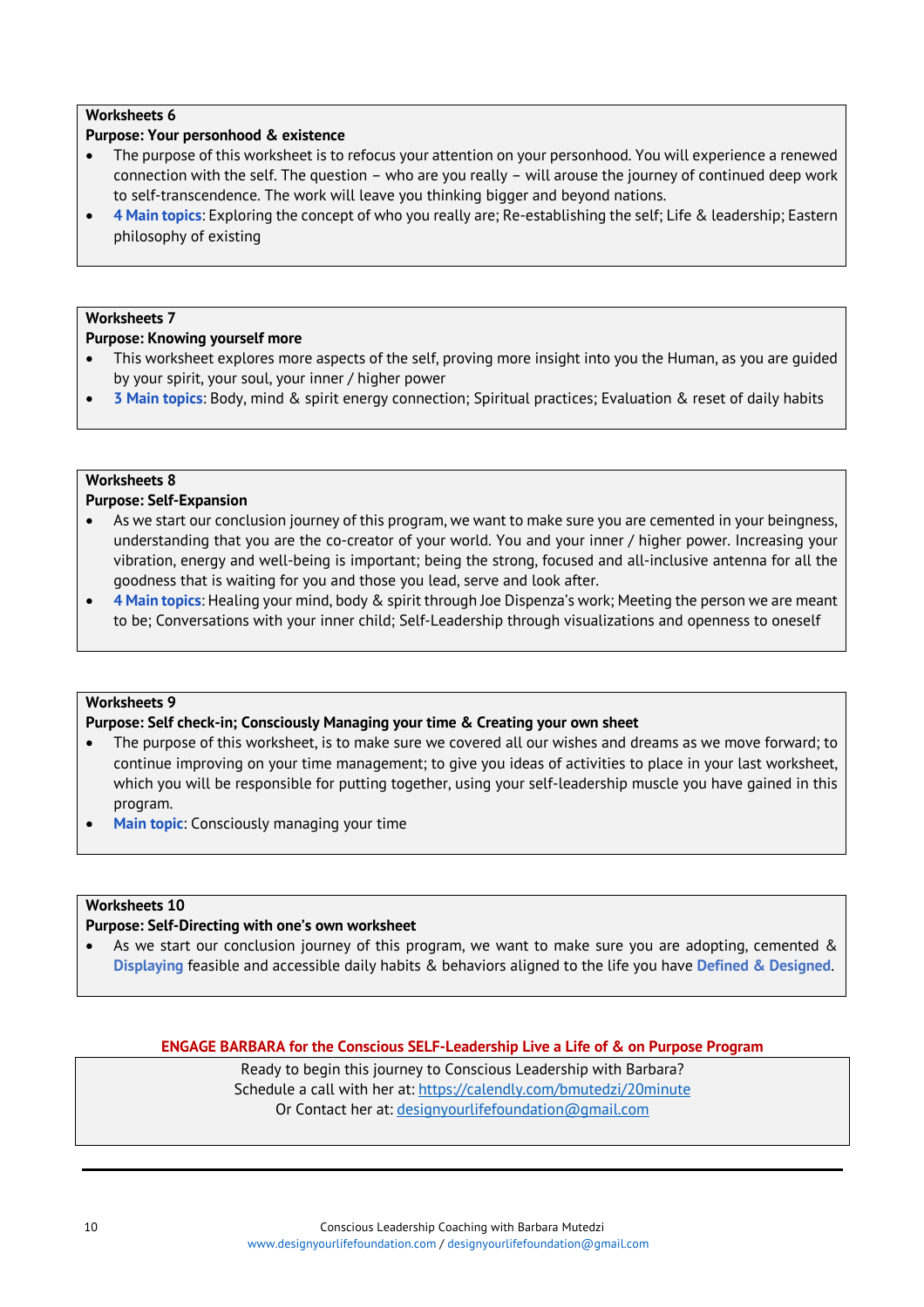**Worksheets 6**

**Purpose: Your personhood & existence**

- The purpose of this worksheet is to refocus your attention on your personhood. You will experience a renewed connection with the self. The question – who are you really – will arouse the journey of continued deep work to self-transcendence. The work will leave you thinking bigger and beyond nations.
- **4 Main topics**: Exploring the concept of who you really are; Re-establishing the self; Life & leadership; Eastern philosophy of existing

**Worksheets 7**

**Purpose: Knowing yourself more**

- This worksheet explores more aspects of the self, proving more insight into you the Human, as you are guided by your spirit, your soul, your inner / higher power
- **3 Main topics**: Body, mind & spirit energy connection; Spiritual practices; Evaluation & reset of daily habits

**Worksheets 8**

**Purpose: Self-Expansion**

- As we start our conclusion journey of this program, we want to make sure you are cemented in your beingness, understanding that you are the co-creator of your world. You and your inner / higher power. Increasing your vibration, energy and well-being is important; being the strong, focused and all-inclusive antenna for all the goodness that is waiting for you and those you lead, serve and look after.
- **4 Main topics**: Healing your mind, body & spirit through Joe Dispenza's work; Meeting the person we are meant to be; Conversations with your inner child; Self-Leadership through visualizations and openness to oneself

**Worksheets 9**

**Purpose: Self check-in; Consciously Managing your time & Creating your own sheet**

- The purpose of this worksheet, is to make sure we covered all our wishes and dreams as we move forward; to continue improving on your time management; to give you ideas of activities to place in your last worksheet, which you will be responsible for putting together, using your self-leadership muscle you have gained in this program.
- **Main topic**: Consciously managing your time

**Worksheets 10**

**Purpose: Self-Directing with one's own worksheet**

- As we start our conclusion journey of this program, we want to make sure you are adopting, cemented & **Displaying** feasible and accessible daily habits & behaviors aligned to the life you have **Defined & Designed**.

**ENGAGE BARBARA for the Conscious SELF-Leadership Live a Life of & on Purpose Program**

Ready to begin this journey to Conscious Leadership with Barbara?
Schedule a call with her at: https://calendly.com/bmutedzi/20minute
Or Contact her at: designyourlifefoundation@gmail.com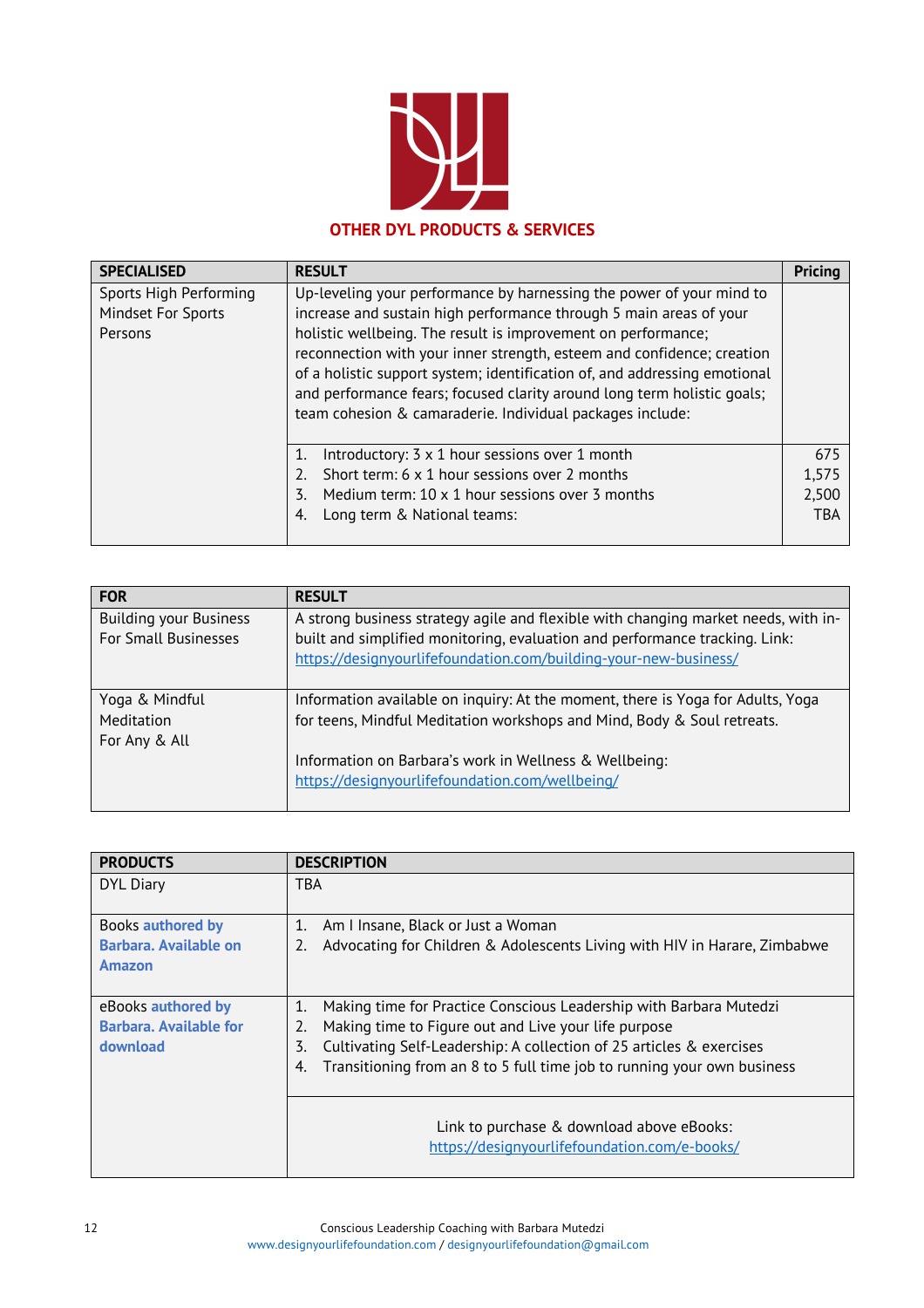## OTHER DYL PRODUCTS & SERVICES

| SPECIALISED | RESULT | Pricing |
|---|---|---|
| Sports High Performing Mindset For Sports Persons | Up-leveling your performance by harnessing the power of your mind to increase and sustain high performance through 5 main areas of your holistic wellbeing. The result is improvement on performance; reconnection with your inner strength, esteem and confidence; creation of a holistic support system; identification of, and addressing emotional and performance fears; focused clarity around long term holistic goals; team cohesion & camaraderie. Individual packages include: | |
| | 1. Introductory: 3 x 1 hour sessions over 1 month<br>2. Short term: 6 x 1 hour sessions over 2 months<br>3. Medium term: 10 x 1 hour sessions over 3 months<br>4. Long term & National teams: | 675<br>1,575<br>2,500<br>TBA |

| FOR | RESULT |
|---|---|
| Building your Business For Small Businesses | A strong business strategy agile and flexible with changing market needs, with in-built and simplified monitoring, evaluation and performance tracking. Link: https://designyourlifefoundation.com/building-your-new-business/ |
| Yoga & Mindful Meditation For Any & All | Information available on inquiry: At the moment, there is Yoga for Adults, Yoga for teens, Mindful Meditation workshops and Mind, Body & Soul retreats.<br><br>Information on Barbara's work in Wellness & Wellbeing: https://designyourlifefoundation.com/wellbeing/ |

| PRODUCTS | DESCRIPTION |
|---|---|
| DYL Diary | TBA |
| Books **authored by Barbara. Available on Amazon** | 1. Am I Insane, Black or Just a Woman<br>2. Advocating for Children & Adolescents Living with HIV in Harare, Zimbabwe |
| eBooks **authored by Barbara. Available for download** | 1. Making time for Practice Conscious Leadership with Barbara Mutedzi<br>2. Making time to Figure out and Live your life purpose<br>3. Cultivating Self-Leadership: A collection of 25 articles & exercises<br>4. Transitioning from an 8 to 5 full time job to running your own business |
| | Link to purchase & download above eBooks: https://designyourlifefoundation.com/e-books/ |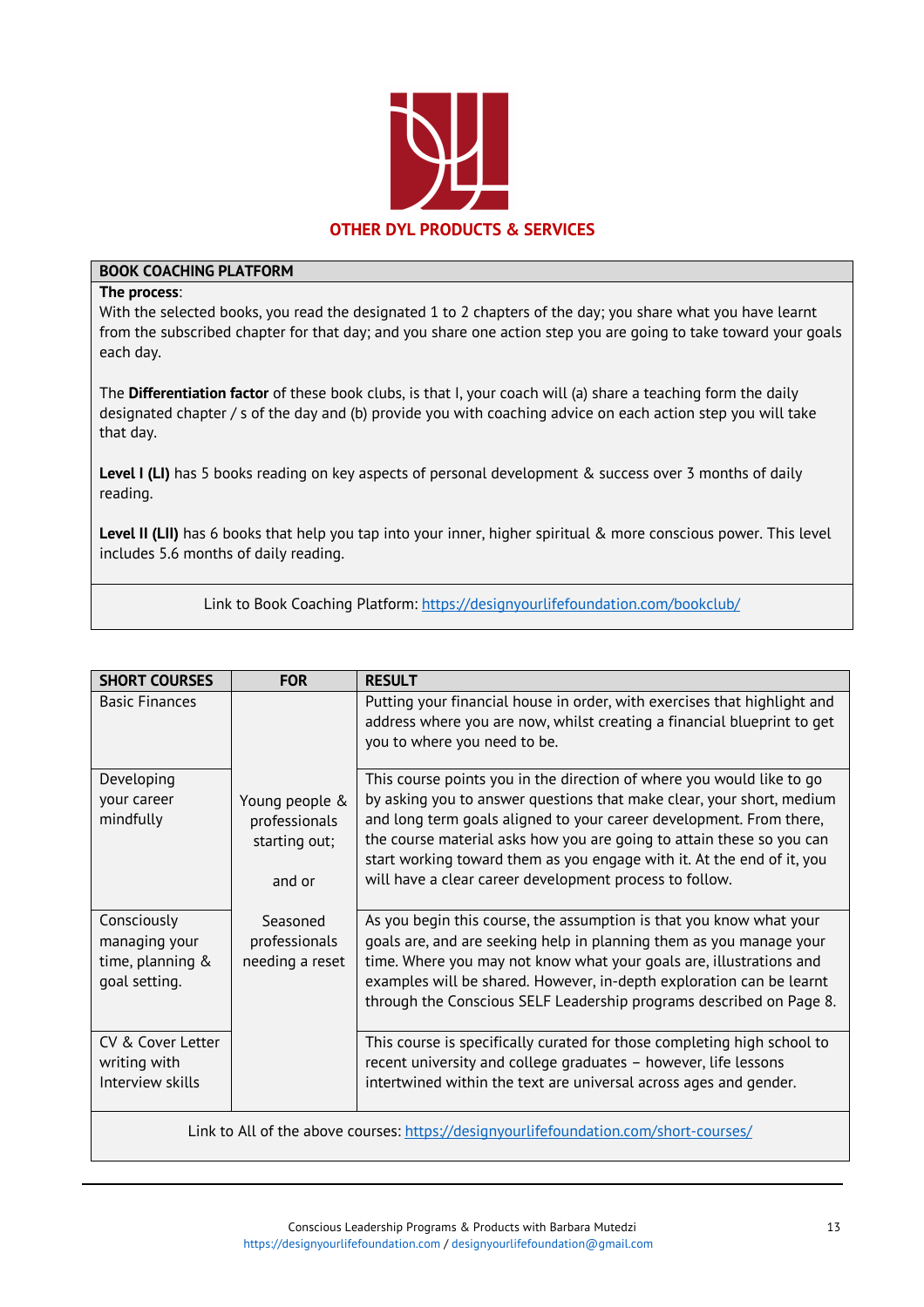## OTHER DYL PRODUCTS & SERVICES

| BOOK COACHING PLATFORM |
|---|
| **The process**:<br>With the selected books, you read the designated 1 to 2 chapters of the day; you share what you have learnt from the subscribed chapter for that day; and you share one action step you are going to take toward your goals each day.<br><br>The **Differentiation factor** of these book clubs, is that I, your coach will (a) share a teaching form the daily designated chapter / s of the day and (b) provide you with coaching advice on each action step you will take that day.<br><br>**Level I (LI)** has 5 books reading on key aspects of personal development & success over 3 months of daily reading.<br><br>**Level II (LII)** has 6 books that help you tap into your inner, higher spiritual & more conscious power. This level includes 5.6 months of daily reading. |
| Link to Book Coaching Platform: https://designyourlifefoundation.com/bookclub/ |

| SHORT COURSES | FOR | RESULT |
|---|---|---|
| Basic Finances | Young people & professionals starting out;<br><br>and or<br><br>Seasoned professionals needing a reset | Putting your financial house in order, with exercises that highlight and address where you are now, whilst creating a financial blueprint to get you to where you need to be. |
| Developing your career mindfully | | This course points you in the direction of where you would like to go by asking you to answer questions that make clear, your short, medium and long term goals aligned to your career development. From there, the course material asks how you are going to attain these so you can start working toward them as you engage with it. At the end of it, you will have a clear career development process to follow. |
| Consciously managing your time, planning & goal setting. | | As you begin this course, the assumption is that you know what your goals are, and are seeking help in planning them as you manage your time. Where you may not know what your goals are, illustrations and examples will be shared. However, in-depth exploration can be learnt through the Conscious SELF Leadership programs described on Page 8. |
| CV & Cover Letter writing with Interview skills | | This course is specifically curated for those completing high school to recent university and college graduates – however, life lessons intertwined within the text are universal across ages and gender. |
| Link to All of the above courses: https://designyourlifefoundation.com/short-courses/ | | |